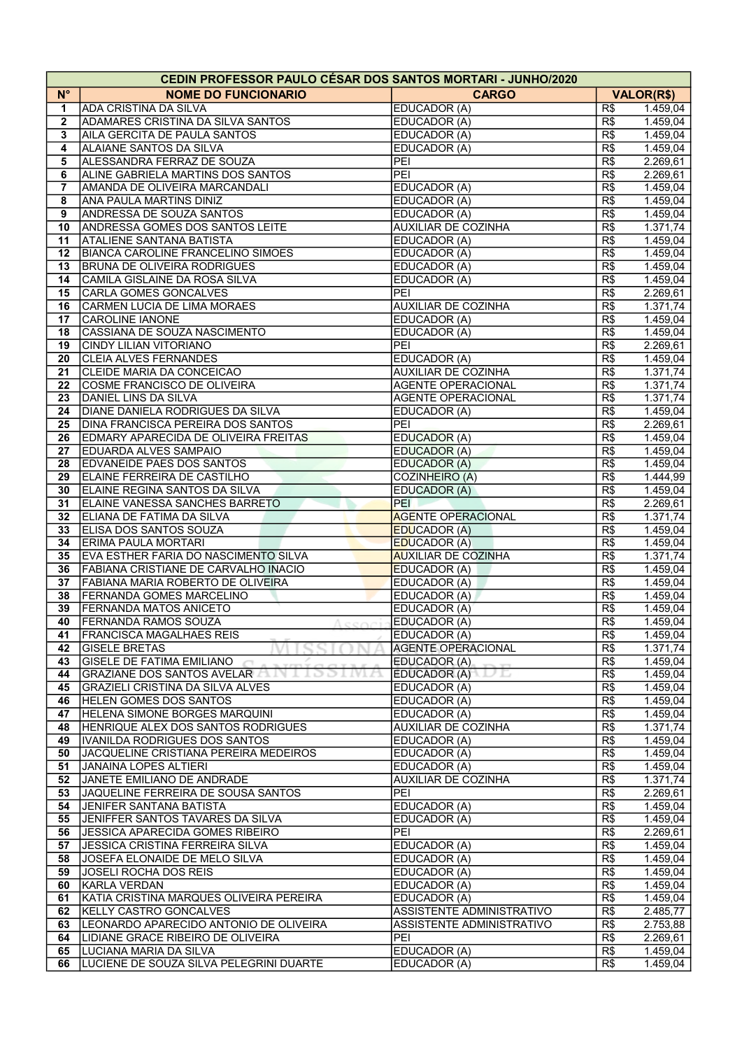| CEDIN PROFESSOR PAULO CÉSAR DOS SANTOS MORTARI - JUNHO/2020 | | | |
|---|---|---|---|
| **N°** | **NOME DO FUNCIONARIO** | **CARGO** | **VALOR(R$)** |
| 1 | ADA CRISTINA DA SILVA | EDUCADOR (A) | R$ 1.459,04 |
| 2 | ADAMARES CRISTINA DA SILVA SANTOS | EDUCADOR (A) | R$ 1.459,04 |
| 3 | AILA GERCITA DE PAULA SANTOS | EDUCADOR (A) | R$ 1.459,04 |
| 4 | ALAIANE SANTOS DA SILVA | EDUCADOR (A) | R$ 1.459,04 |
| 5 | ALESSANDRA FERRAZ DE SOUZA | PEI | R$ 2.269,61 |
| 6 | ALINE GABRIELA MARTINS DOS SANTOS | PEI | R$ 2.269,61 |
| 7 | AMANDA DE OLIVEIRA MARCANDALI | EDUCADOR (A) | R$ 1.459,04 |
| 8 | ANA PAULA MARTINS DINIZ | EDUCADOR (A) | R$ 1.459,04 |
| 9 | ANDRESSA DE SOUZA SANTOS | EDUCADOR (A) | R$ 1.459,04 |
| 10 | ANDRESSA GOMES DOS SANTOS LEITE | AUXILIAR DE COZINHA | R$ 1.371,74 |
| 11 | ATALIENE SANTANA BATISTA | EDUCADOR (A) | R$ 1.459,04 |
| 12 | BIANCA CAROLINE FRANCELINO SIMOES | EDUCADOR (A) | R$ 1.459,04 |
| 13 | BRUNA DE OLIVEIRA RODRIGUES | EDUCADOR (A) | R$ 1.459,04 |
| 14 | CAMILA GISLAINE DA ROSA SILVA | EDUCADOR (A) | R$ 1.459,04 |
| 15 | CARLA GOMES GONCALVES | PEI | R$ 2.269,61 |
| 16 | CARMEN LUCIA DE LIMA MORAES | AUXILIAR DE COZINHA | R$ 1.371,74 |
| 17 | CAROLINE IANONE | EDUCADOR (A) | R$ 1.459,04 |
| 18 | CASSIANA DE SOUZA NASCIMENTO | EDUCADOR (A) | R$ 1.459,04 |
| 19 | CINDY LILIAN VITORIANO | PEI | R$ 2.269,61 |
| 20 | CLEIA ALVES FERNANDES | EDUCADOR (A) | R$ 1.459,04 |
| 21 | CLEIDE MARIA DA CONCEICAO | AUXILIAR DE COZINHA | R$ 1.371,74 |
| 22 | COSME FRANCISCO DE OLIVEIRA | AGENTE OPERACIONAL | R$ 1.371,74 |
| 23 | DANIEL LINS DA SILVA | AGENTE OPERACIONAL | R$ 1.371,74 |
| 24 | DIANE DANIELA RODRIGUES DA SILVA | EDUCADOR (A) | R$ 1.459,04 |
| 25 | DINA FRANCISCA PEREIRA DOS SANTOS | PEI | R$ 2.269,61 |
| 26 | EDMARY APARECIDA DE OLIVEIRA FREITAS | EDUCADOR (A) | R$ 1.459,04 |
| 27 | EDUARDA ALVES SAMPAIO | EDUCADOR (A) | R$ 1.459,04 |
| 28 | EDVANEIDE PAES DOS SANTOS | EDUCADOR (A) | R$ 1.459,04 |
| 29 | ELAINE FERREIRA DE CASTILHO | COZINHEIRO (A) | R$ 1.444,99 |
| 30 | ELAINE REGINA SANTOS DA SILVA | EDUCADOR (A) | R$ 1.459,04 |
| 31 | ELAINE VANESSA SANCHES BARRETO | PEI | R$ 2.269,61 |
| 32 | ELIANA DE FATIMA DA SILVA | AGENTE OPERACIONAL | R$ 1.371,74 |
| 33 | ELISA DOS SANTOS SOUZA | EDUCADOR (A) | R$ 1.459,04 |
| 34 | ERIMA PAULA MORTARI | EDUCADOR (A) | R$ 1.459,04 |
| 35 | EVA ESTHER FARIA DO NASCIMENTO SILVA | AUXILIAR DE COZINHA | R$ 1.371,74 |
| 36 | FABIANA CRISTIANE DE CARVALHO INACIO | EDUCADOR (A) | R$ 1.459,04 |
| 37 | FABIANA MARIA ROBERTO DE OLIVEIRA | EDUCADOR (A) | R$ 1.459,04 |
| 38 | FERNANDA GOMES MARCELINO | EDUCADOR (A) | R$ 1.459,04 |
| 39 | FERNANDA MATOS ANICETO | EDUCADOR (A) | R$ 1.459,04 |
| 40 | FERNANDA RAMOS SOUZA | EDUCADOR (A) | R$ 1.459,04 |
| 41 | FRANCISCA MAGALHAES REIS | EDUCADOR (A) | R$ 1.459,04 |
| 42 | GISELE BRETAS | AGENTE OPERACIONAL | R$ 1.371,74 |
| 43 | GISELE DE FATIMA EMILIANO | EDUCADOR (A) | R$ 1.459,04 |
| 44 | GRAZIANE DOS SANTOS AVELAR | EDUCADOR (A) | R$ 1.459,04 |
| 45 | GRAZIELI CRISTINA DA SILVA ALVES | EDUCADOR (A) | R$ 1.459,04 |
| 46 | HELEN GOMES DOS SANTOS | EDUCADOR (A) | R$ 1.459,04 |
| 47 | HELENA SIMONE BORGES MARQUINI | EDUCADOR (A) | R$ 1.459,04 |
| 48 | HENRIQUE ALEX DOS SANTOS RODRIGUES | AUXILIAR DE COZINHA | R$ 1.371,74 |
| 49 | IVANILDA RODRIGUES DOS SANTOS | EDUCADOR (A) | R$ 1.459,04 |
| 50 | JACQUELINE CRISTIANA PEREIRA MEDEIROS | EDUCADOR (A) | R$ 1.459,04 |
| 51 | JANAINA LOPES ALTIERI | EDUCADOR (A) | R$ 1.459,04 |
| 52 | JANETE EMILIANO DE ANDRADE | AUXILIAR DE COZINHA | R$ 1.371,74 |
| 53 | JAQUELINE FERREIRA DE SOUSA SANTOS | PEI | R$ 2.269,61 |
| 54 | JENIFER SANTANA BATISTA | EDUCADOR (A) | R$ 1.459,04 |
| 55 | JENIFFER SANTOS TAVARES DA SILVA | EDUCADOR (A) | R$ 1.459,04 |
| 56 | JESSICA APARECIDA GOMES RIBEIRO | PEI | R$ 2.269,61 |
| 57 | JESSICA CRISTINA FERREIRA SILVA | EDUCADOR (A) | R$ 1.459,04 |
| 58 | JOSEFA ELONAIDE DE MELO SILVA | EDUCADOR (A) | R$ 1.459,04 |
| 59 | JOSELI ROCHA DOS REIS | EDUCADOR (A) | R$ 1.459,04 |
| 60 | KARLA VERDAN | EDUCADOR (A) | R$ 1.459,04 |
| 61 | KATIA CRISTINA MARQUES OLIVEIRA PEREIRA | EDUCADOR (A) | R$ 1.459,04 |
| 62 | KELLY CASTRO GONCALVES | ASSISTENTE ADMINISTRATIVO | R$ 2.485,77 |
| 63 | LEONARDO APARECIDO ANTONIO DE OLIVEIRA | ASSISTENTE ADMINISTRATIVO | R$ 2.753,88 |
| 64 | LIDIANE GRACE RIBEIRO DE OLIVEIRA | PEI | R$ 2.269,61 |
| 65 | LUCIANA MARIA DA SILVA | EDUCADOR (A) | R$ 1.459,04 |
| 66 | LUCIENE DE SOUZA SILVA PELEGRINI DUARTE | EDUCADOR (A) | R$ 1.459,04 |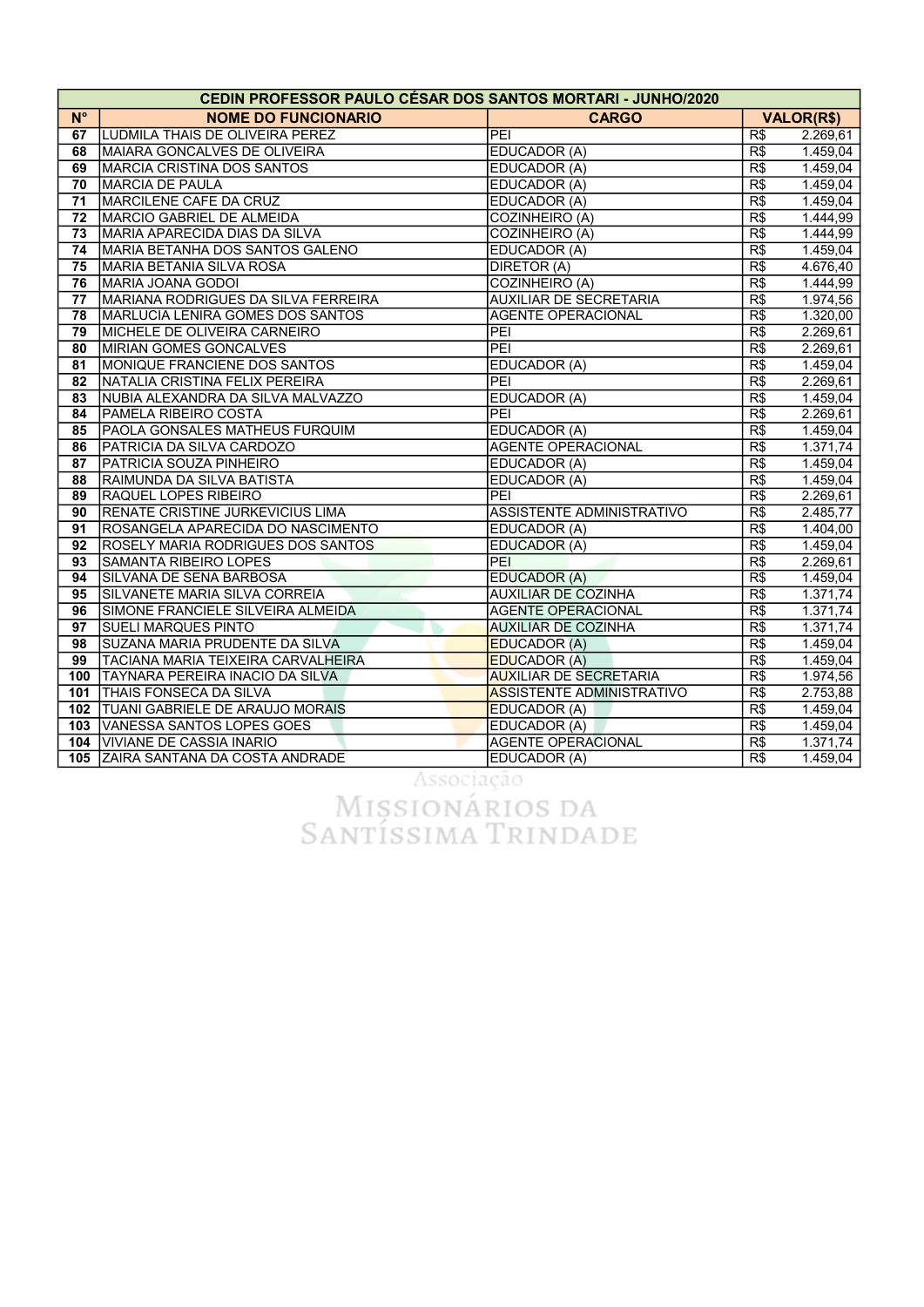| CEDIN PROFESSOR PAULO CÉSAR DOS SANTOS MORTARI - JUNHO/2020 | | | |
|---|---|---|---|
| **N°** | **NOME DO FUNCIONARIO** | **CARGO** | **VALOR(R$)** |
| 67 | LUDMILA THAIS DE OLIVEIRA PEREZ | PEI | R$ 2.269,61 |
| 68 | MAIARA GONCALVES DE OLIVEIRA | EDUCADOR (A) | R$ 1.459,04 |
| 69 | MARCIA CRISTINA DOS SANTOS | EDUCADOR (A) | R$ 1.459,04 |
| 70 | MARCIA DE PAULA | EDUCADOR (A) | R$ 1.459,04 |
| 71 | MARCILENE CAFE DA CRUZ | EDUCADOR (A) | R$ 1.459,04 |
| 72 | MARCIO GABRIEL DE ALMEIDA | COZINHEIRO (A) | R$ 1.444,99 |
| 73 | MARIA APARECIDA DIAS DA SILVA | COZINHEIRO (A) | R$ 1.444,99 |
| 74 | MARIA BETANHA DOS SANTOS GALENO | EDUCADOR (A) | R$ 1.459,04 |
| 75 | MARIA BETANIA SILVA ROSA | DIRETOR (A) | R$ 4.676,40 |
| 76 | MARIA JOANA GODOI | COZINHEIRO (A) | R$ 1.444,99 |
| 77 | MARIANA RODRIGUES DA SILVA FERREIRA | AUXILIAR DE SECRETARIA | R$ 1.974,56 |
| 78 | MARLUCIA LENIRA GOMES DOS SANTOS | AGENTE OPERACIONAL | R$ 1.320,00 |
| 79 | MICHELE DE OLIVEIRA CARNEIRO | PEI | R$ 2.269,61 |
| 80 | MIRIAN GOMES GONCALVES | PEI | R$ 2.269,61 |
| 81 | MONIQUE FRANCIENE DOS SANTOS | EDUCADOR (A) | R$ 1.459,04 |
| 82 | NATALIA CRISTINA FELIX PEREIRA | PEI | R$ 2.269,61 |
| 83 | NUBIA ALEXANDRA DA SILVA MALVAZZO | EDUCADOR (A) | R$ 1.459,04 |
| 84 | PAMELA RIBEIRO COSTA | PEI | R$ 2.269,61 |
| 85 | PAOLA GONSALES MATHEUS FURQUIM | EDUCADOR (A) | R$ 1.459,04 |
| 86 | PATRICIA DA SILVA CARDOZO | AGENTE OPERACIONAL | R$ 1.371,74 |
| 87 | PATRICIA SOUZA PINHEIRO | EDUCADOR (A) | R$ 1.459,04 |
| 88 | RAIMUNDA DA SILVA BATISTA | EDUCADOR (A) | R$ 1.459,04 |
| 89 | RAQUEL LOPES RIBEIRO | PEI | R$ 2.269,61 |
| 90 | RENATE CRISTINE JURKEVICIUS LIMA | ASSISTENTE ADMINISTRATIVO | R$ 2.485,77 |
| 91 | ROSANGELA APARECIDA DO NASCIMENTO | EDUCADOR (A) | R$ 1.404,00 |
| 92 | ROSELY MARIA RODRIGUES DOS SANTOS | EDUCADOR (A) | R$ 1.459,04 |
| 93 | SAMANTA RIBEIRO LOPES | PEI | R$ 2.269,61 |
| 94 | SILVANA DE SENA BARBOSA | EDUCADOR (A) | R$ 1.459,04 |
| 95 | SILVANETE MARIA SILVA CORREIA | AUXILIAR DE COZINHA | R$ 1.371,74 |
| 96 | SIMONE FRANCIELE SILVEIRA ALMEIDA | AGENTE OPERACIONAL | R$ 1.371,74 |
| 97 | SUELI MARQUES PINTO | AUXILIAR DE COZINHA | R$ 1.371,74 |
| 98 | SUZANA MARIA PRUDENTE DA SILVA | EDUCADOR (A) | R$ 1.459,04 |
| 99 | TACIANA MARIA TEIXEIRA CARVALHEIRA | EDUCADOR (A) | R$ 1.459,04 |
| 100 | TAYNARA PEREIRA INACIO DA SILVA | AUXILIAR DE SECRETARIA | R$ 1.974,56 |
| 101 | THAIS FONSECA DA SILVA | ASSISTENTE ADMINISTRATIVO | R$ 2.753,88 |
| 102 | TUANI GABRIELE DE ARAUJO MORAIS | EDUCADOR (A) | R$ 1.459,04 |
| 103 | VANESSA SANTOS LOPES GOES | EDUCADOR (A) | R$ 1.459,04 |
| 104 | VIVIANE DE CASSIA INARIO | AGENTE OPERACIONAL | R$ 1.371,74 |
| 105 | ZAIRA SANTANA DA COSTA ANDRADE | EDUCADOR (A) | R$ 1.459,04 |

Associação
Missionários da
Santíssima Trindade